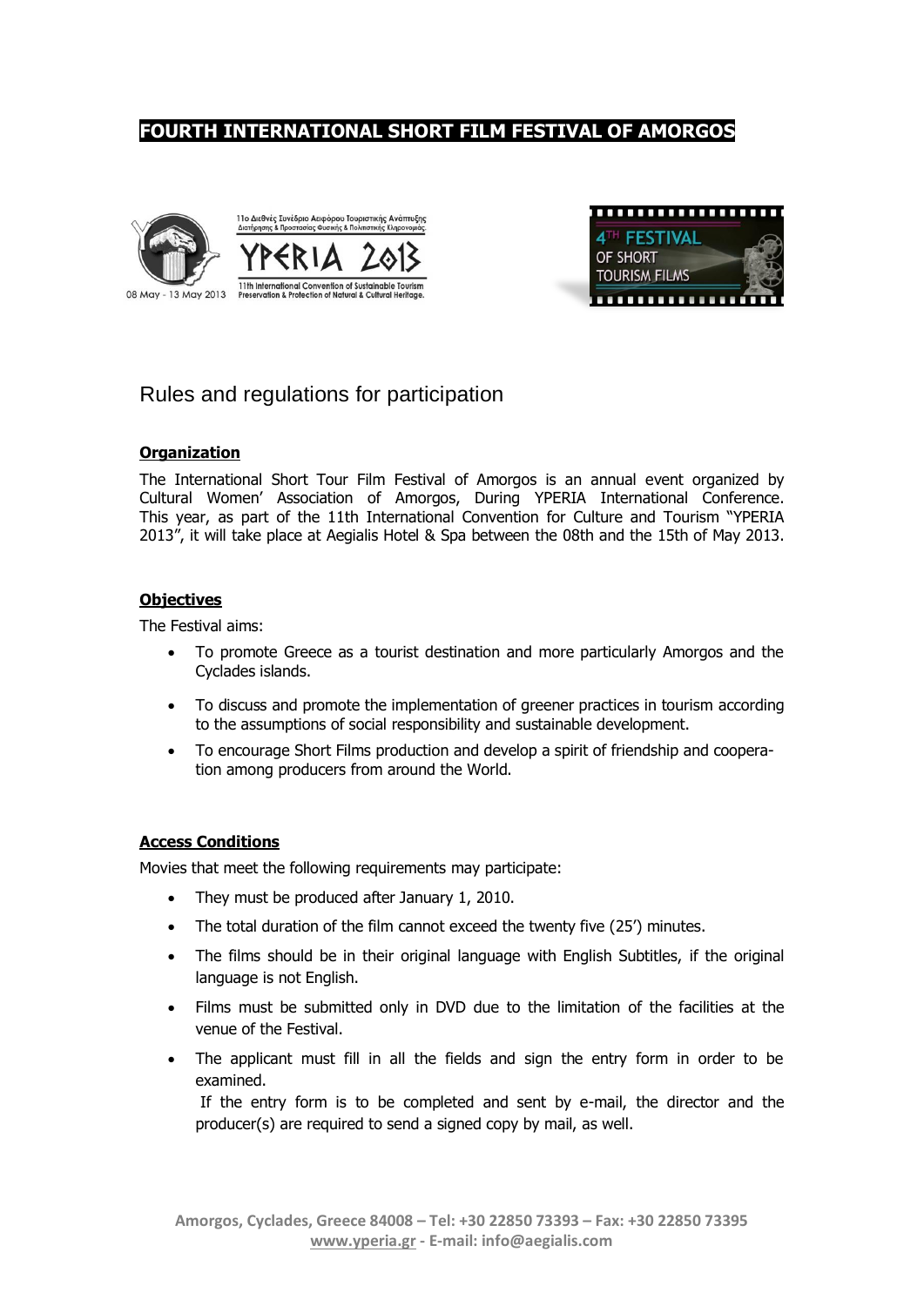# FOURTH INTERNATIONAL SHORT FILM FESTIVAL OF AMORGOS

## Rules and regulations for participation

### Organization

The International Short Tour Film Festival of Amorgos is an annual event organized by Cultural Women' Association of Amorgos, During YPERIA International Conference. This year, as part of the 11th International Convention for Culture and Tourism "YPERIA 2013", it will take place at Aegialis Hotel & Spa between the 08th and the 15th of May 2013.

### Objectives

The Festival aims:

- To promote Greece as a tourist destination and more particularly Amorgos and the Cyclades islands.
- To discuss and promote the implementation of greener practices in tourism according to the assumptions of social responsibility and sustainable development.
- To encourage Short Films production and develop a spirit of friendship and cooperation among producers from around the World.

### Access Conditions

Movies that meet the following requirements may participate:

- They must be produced after January 1, 2010.
- The total duration of the film cannot exceed the twenty five (25') minutes.
- The films should be in their original language with English Subtitles, if the original language is not English.
- Films must be submitted only in DVD due to the limitation of the facilities at the venue of the Festival.
- The applicant must fill in all the fields and sign the entry form in order to be examined.
  If the entry form is to be completed and sent by e-mail, the director and the producer(s) are required to send a signed copy by mail, as well.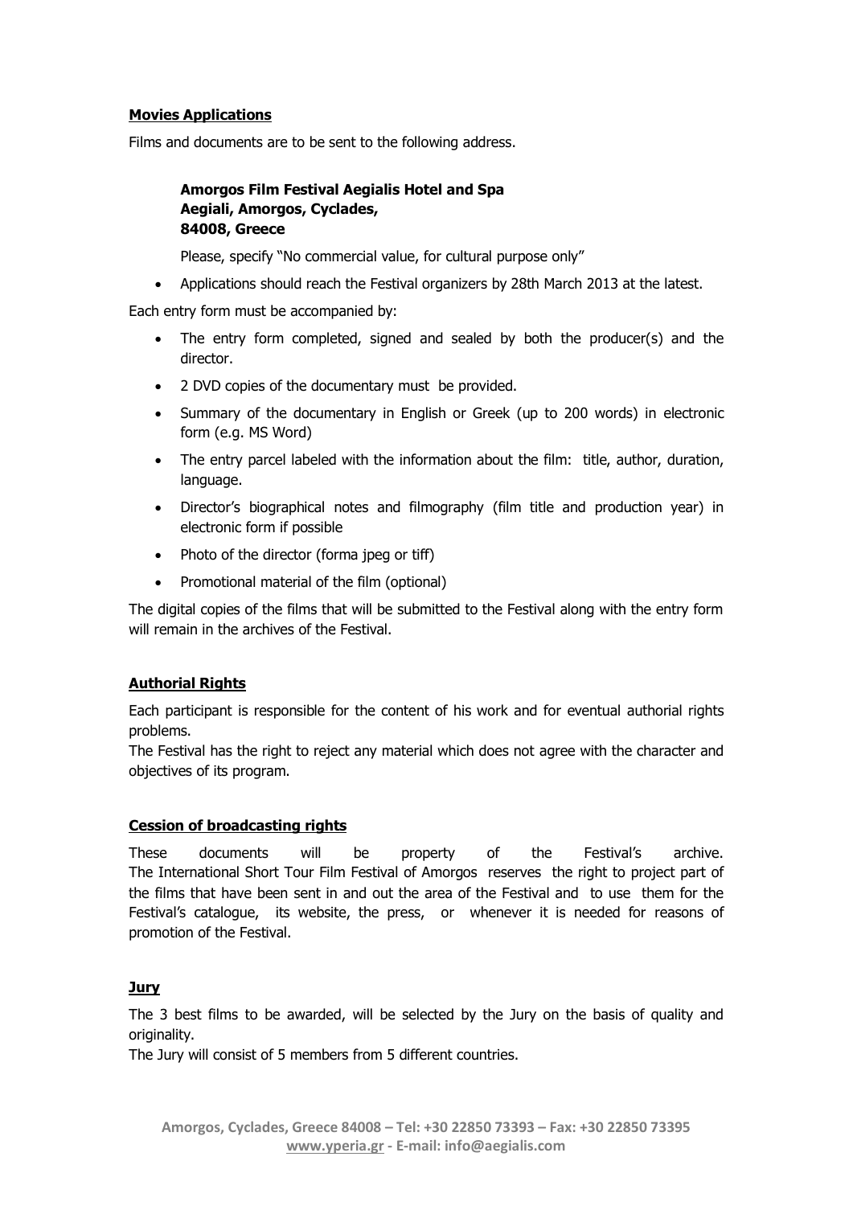**Movies Applications**

Films and documents are to be sent to the following address.

> **Amorgos Film Festival Aegialis Hotel and Spa**
> **Aegiali, Amorgos, Cyclades,**
> **84008, Greece**
>
> Please, specify "No commercial value, for cultural purpose only"

- Applications should reach the Festival organizers by 28th March 2013 at the latest.

Each entry form must be accompanied by:

- The entry form completed, signed and sealed by both the producer(s) and the director.
- 2 DVD copies of the documentary must be provided.
- Summary of the documentary in English or Greek (up to 200 words) in electronic form (e.g. MS Word)
- The entry parcel labeled with the information about the film: title, author, duration, language.
- Director's biographical notes and filmography (film title and production year) in electronic form if possible
- Photo of the director (forma jpeg or tiff)
- Promotional material of the film (optional)

The digital copies of the films that will be submitted to the Festival along with the entry form will remain in the archives of the Festival.

**Authorial Rights**

Each participant is responsible for the content of his work and for eventual authorial rights problems.
The Festival has the right to reject any material which does not agree with the character and objectives of its program.

**Cession of broadcasting rights**

These documents will be property of the Festival's archive.
The International Short Tour Film Festival of Amorgos reserves the right to project part of the films that have been sent in and out the area of the Festival and to use them for the Festival's catalogue, its website, the press, or whenever it is needed for reasons of promotion of the Festival.

**Jury**

The 3 best films to be awarded, will be selected by the Jury on the basis of quality and originality.
The Jury will consist of 5 members from 5 different countries.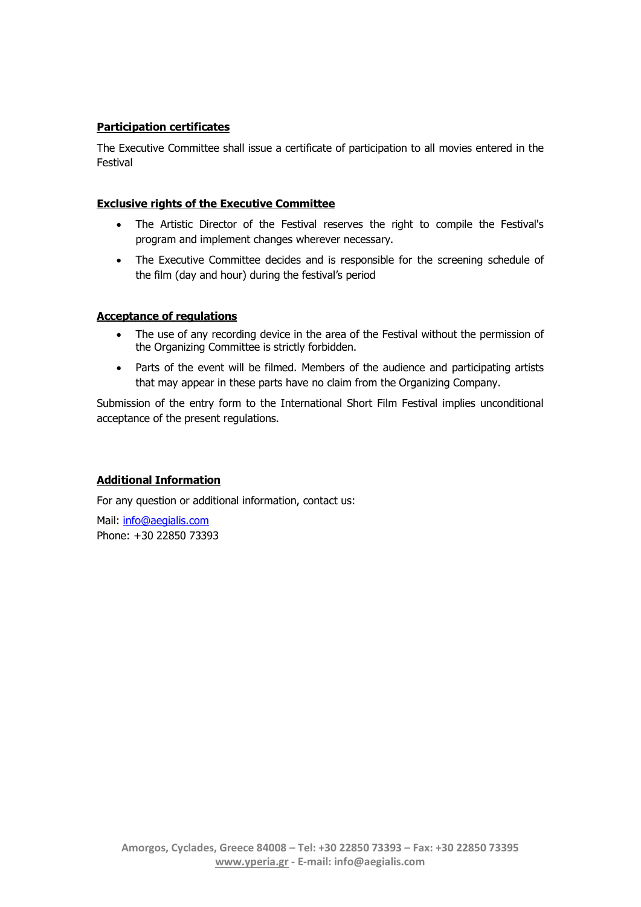**Participation certificates**

The Executive Committee shall issue a certificate of participation to all movies entered in the Festival

**Exclusive rights of the Executive Committee**

- The Artistic Director of the Festival reserves the right to compile the Festival's program and implement changes wherever necessary.
- The Executive Committee decides and is responsible for the screening schedule of the film (day and hour) during the festival's period

**Acceptance of regulations**

- The use of any recording device in the area of the Festival without the permission of the Organizing Committee is strictly forbidden.
- Parts of the event will be filmed. Members of the audience and participating artists that may appear in these parts have no claim from the Organizing Company.

Submission of the entry form to the International Short Film Festival implies unconditional acceptance of the present regulations.

**Additional Information**

For any question or additional information, contact us:

Mail: info@aegialis.com
Phone: +30 22850 73393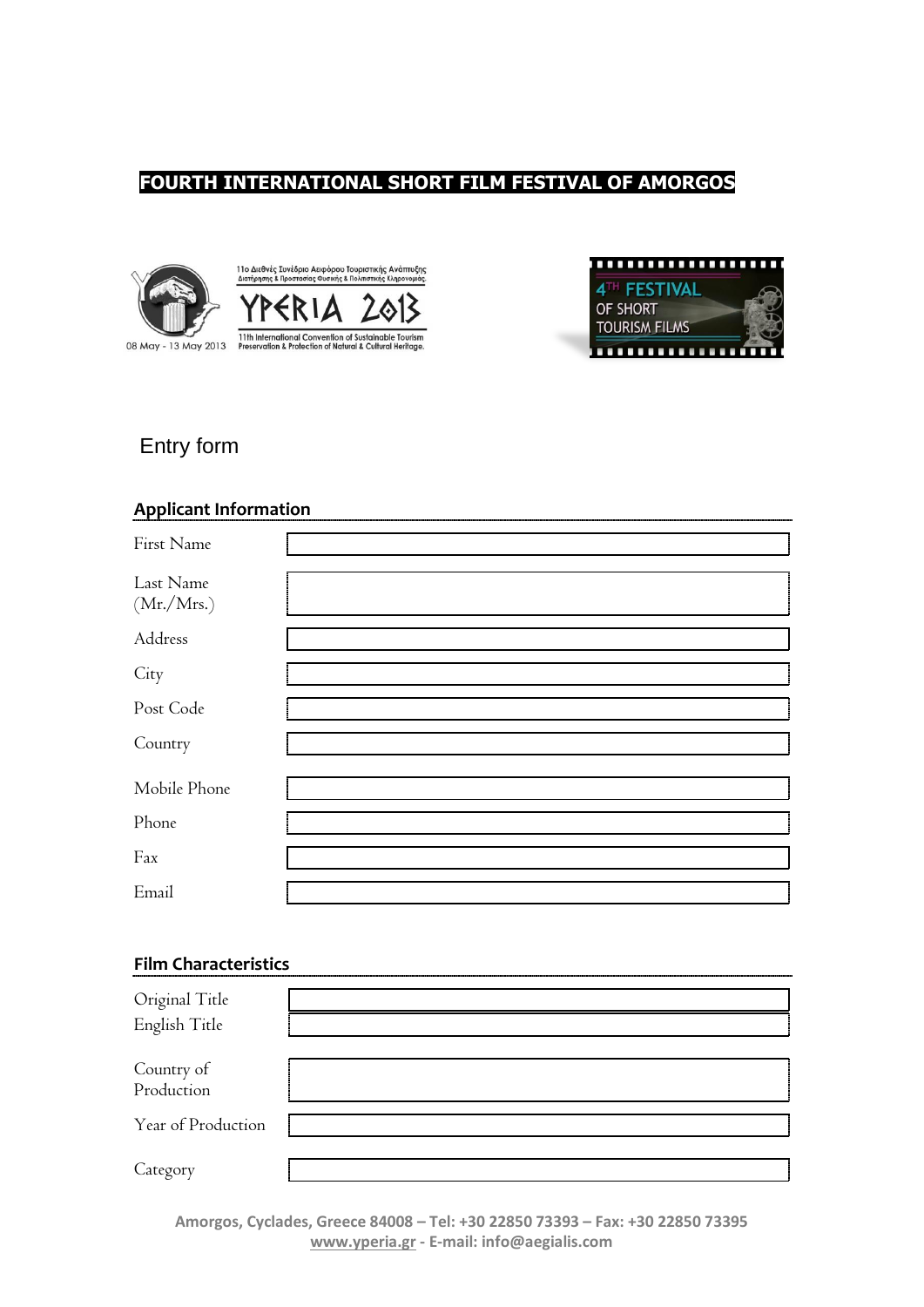# FOURTH INTERNATIONAL SHORT FILM FESTIVAL OF AMORGOS

11ο Διεθνές Συνέδριο Αειφόρου Τουριστικής Ανάπτυξης Διατήρησης & Προστασίας Φυσικής & Πολιτιστικής Κληρονομιάς

YPERIA 2013

11th International Convention of Sustainable Tourism Preservation & Protection of Natural & Cultural Heritage

08 May - 13 May 2013

4TH FESTIVAL OF SHORT TOURISM FILMS

## Entry form

### Applicant Information

| | |
|---|---|
| First Name | |
| Last Name (Mr./Mrs.) | |
| Address | |
| City | |
| Post Code | |
| Country | |
| Mobile Phone | |
| Phone | |
| Fax | |
| Email | |

### Film Characteristics

| | |
|---|---|
| Original Title | |
| English Title | |
| Country of Production | |
| Year of Production | |
| Category | |

Amorgos, Cyclades, Greece 84008 – Tel: +30 22850 73393 – Fax: +30 22850 73395
www.yperia.gr - E-mail: info@aegialis.com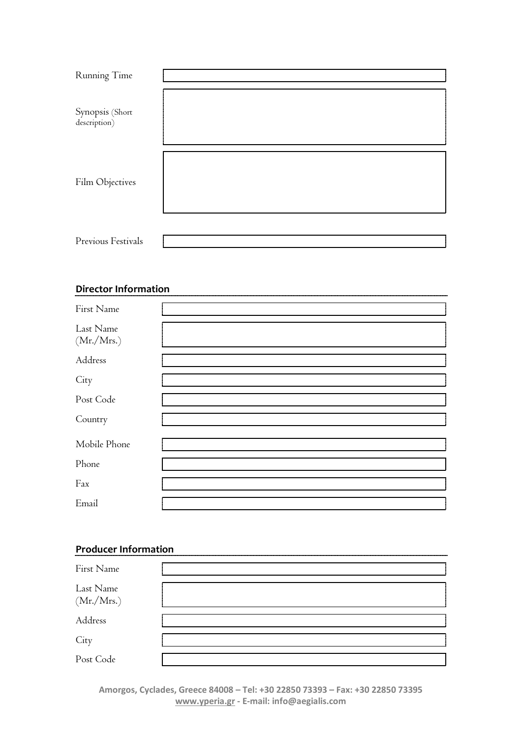| | |
|---|---|
| Running Time | |
| Synopsis (Short description) | |
| Film Objectives | |
| Previous Festivals | |

## Director Information

| | |
|---|---|
| First Name | |
| Last Name (Mr./Mrs.) | |
| Address | |
| City | |
| Post Code | |
| Country | |
| Mobile Phone | |
| Phone | |
| Fax | |
| Email | |

## Producer Information

| | |
|---|---|
| First Name | |
| Last Name (Mr./Mrs.) | |
| Address | |
| City | |
| Post Code | |

**Amorgos, Cyclades, Greece 84008 – Tel: +30 22850 73393 – Fax: +30 22850 73395**
**www.yperia.gr - E-mail: info@aegialis.com**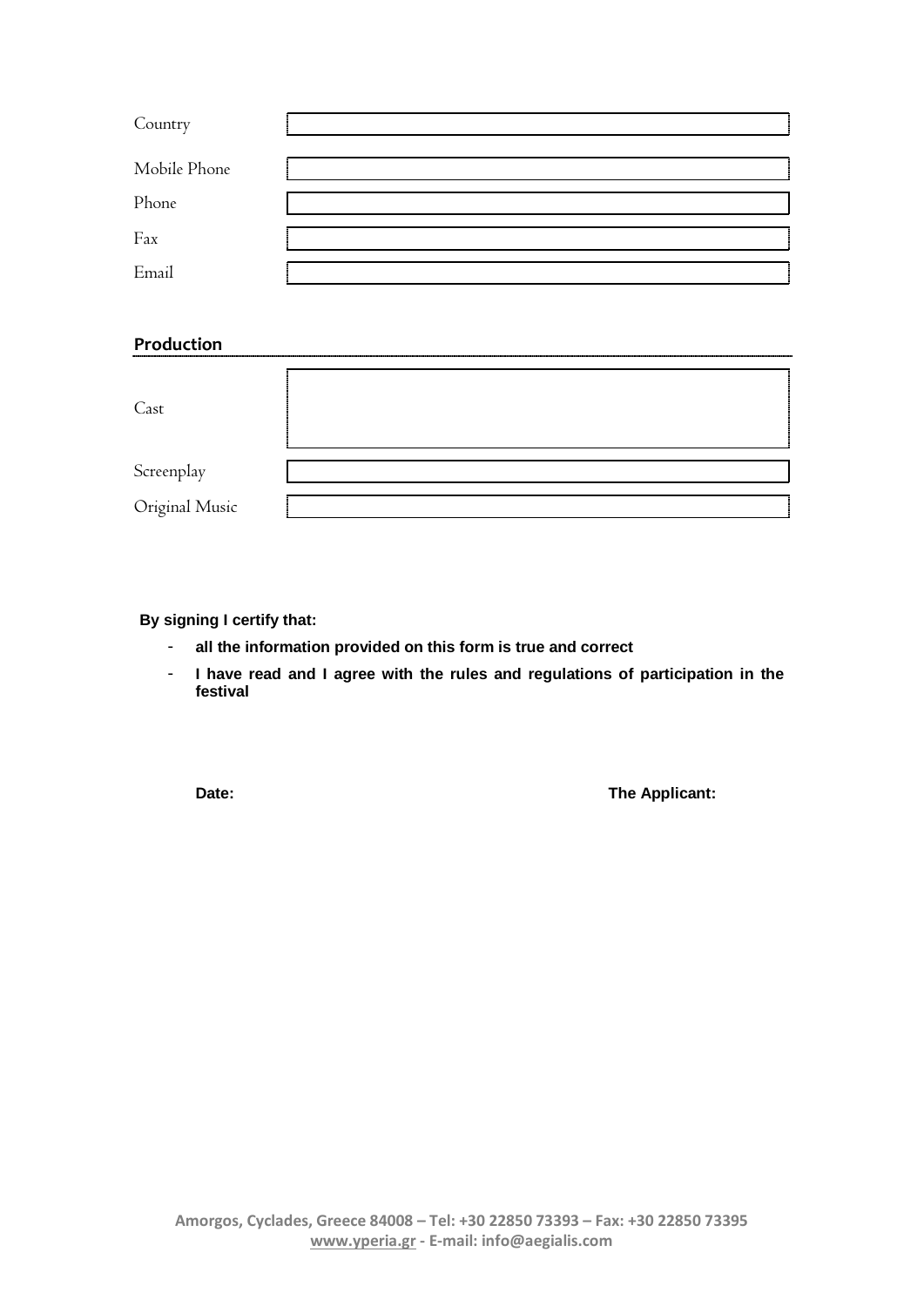Country

Mobile Phone

Phone

Fax

Email

## Production

Cast

Screenplay

Original Music

**By signing I certify that:**

- **all the information provided on this form is true and correct**
- **I have read and I agree with the rules and regulations of participation in the festival**

**Date:** **The Applicant:**

**Amorgos, Cyclades, Greece 84008 – Tel: +30 22850 73393 – Fax: +30 22850 73395**
**www.yperia.gr - E-mail: info@aegialis.com**